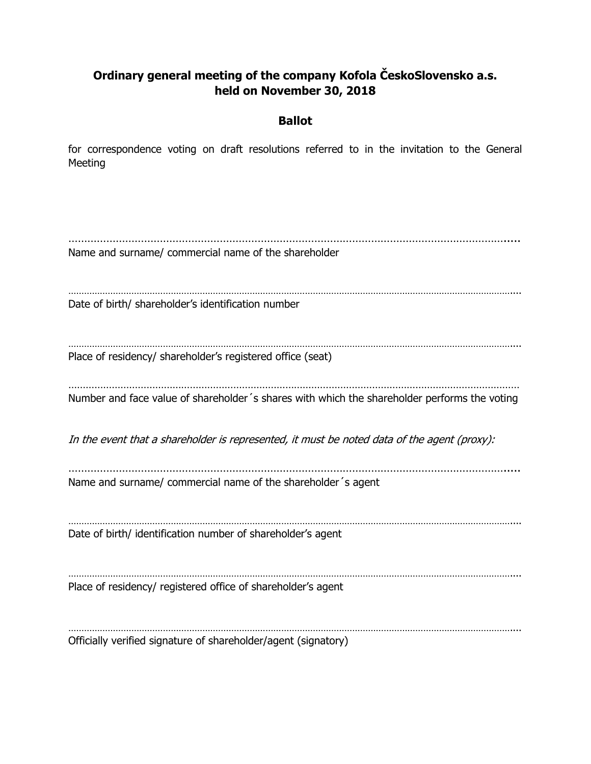# Ordinary general meeting of the company Kofola ČeskoSlovensko a.s. held on November 30, 2018

## Ballot

for correspondence voting on draft resolutions referred to in the invitation to the General Meeting

.............................................................................................................................................

Name and surname/ commercial name of the shareholder

.............................................................................................................................................

Date of birth/ shareholder's identification number

.............................................................................................................................................

Place of residency/ shareholder's registered office (seat)

.............................................................................................................................................

Number and face value of shareholder´s shares with which the shareholder performs the voting

*In the event that a shareholder is represented, it must be noted data of the agent (proxy):*

.............................................................................................................................................

Name and surname/ commercial name of the shareholder´s agent

.............................................................................................................................................

Date of birth/ identification number of shareholder's agent

.............................................................................................................................................

Place of residency/ registered office of shareholder's agent

.............................................................................................................................................

Officially verified signature of shareholder/agent (signatory)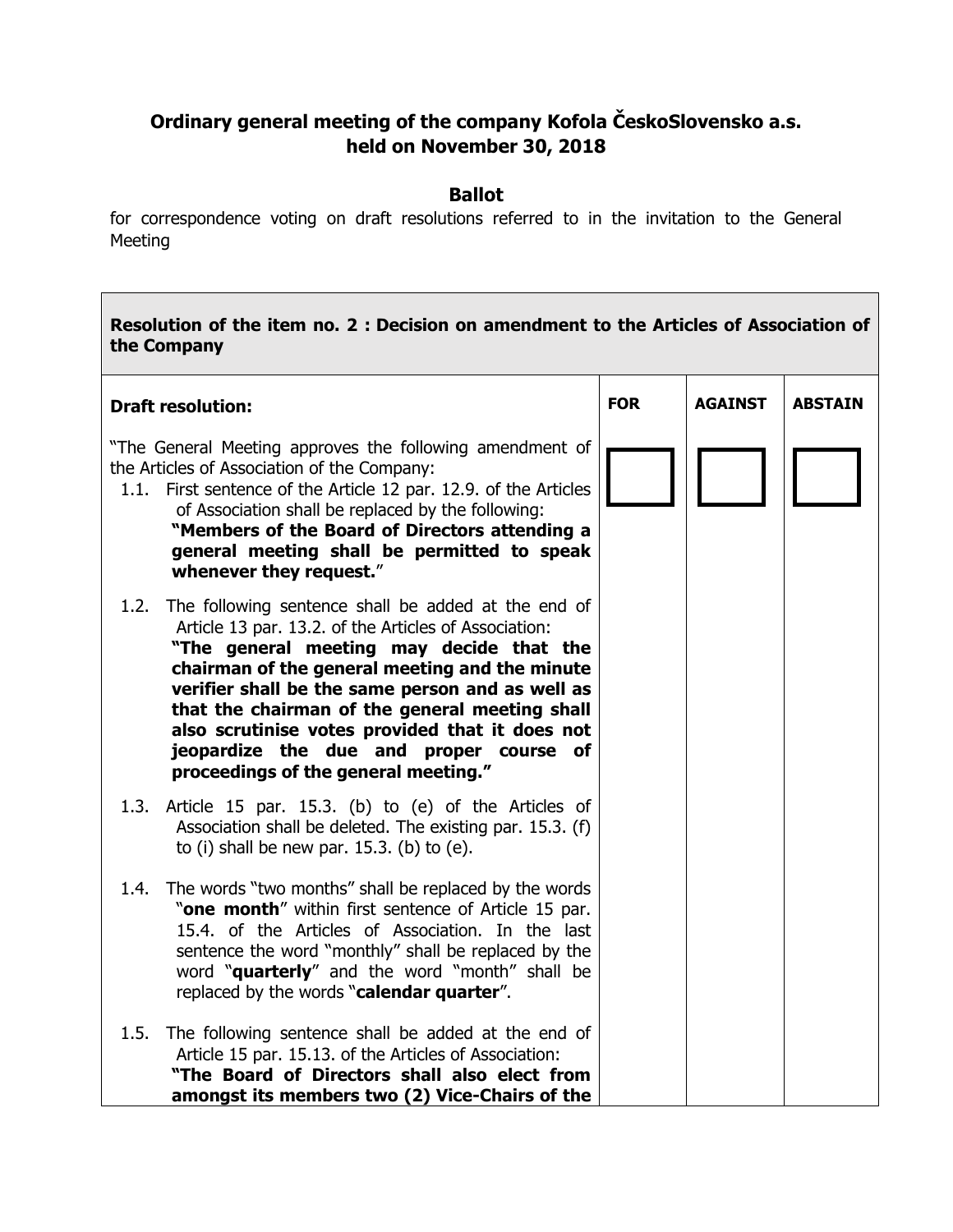# Ordinary general meeting of the company Kofola ČeskoSlovensko a.s. held on November 30, 2018

## Ballot

for correspondence voting on draft resolutions referred to in the invitation to the General Meeting

| **Resolution of the item no. 2 : Decision on amendment to the Articles of Association of the Company** | | | |
|---|---|---|---|
| **Draft resolution:** | **FOR** | **AGAINST** | **ABSTAIN** |
| "The General Meeting approves the following amendment of the Articles of Association of the Company:<br>1.1. First sentence of the Article 12 par. 12.9. of the Articles of Association shall be replaced by the following: **"Members of the Board of Directors attending a general meeting shall be permitted to speak whenever they request.**"<br>1.2. The following sentence shall be added at the end of Article 13 par. 13.2. of the Articles of Association: **"The general meeting may decide that the chairman of the general meeting and the minute verifier shall be the same person and as well as that the chairman of the general meeting shall also scrutinise votes provided that it does not jeopardize the due and proper course of proceedings of the general meeting."**<br>1.3. Article 15 par. 15.3. (b) to (e) of the Articles of Association shall be deleted. The existing par. 15.3. (f) to (i) shall be new par. 15.3. (b) to (e).<br>1.4. The words "two months" shall be replaced by the words "**one month**" within first sentence of Article 15 par. 15.4. of the Articles of Association. In the last sentence the word "monthly" shall be replaced by the word "**quarterly**" and the word "month" shall be replaced by the words "**calendar quarter**".<br>1.5. The following sentence shall be added at the end of Article 15 par. 15.13. of the Articles of Association: **"The Board of Directors shall also elect from amongst its members two (2) Vice-Chairs of the** | ☐ | ☐ | ☐ |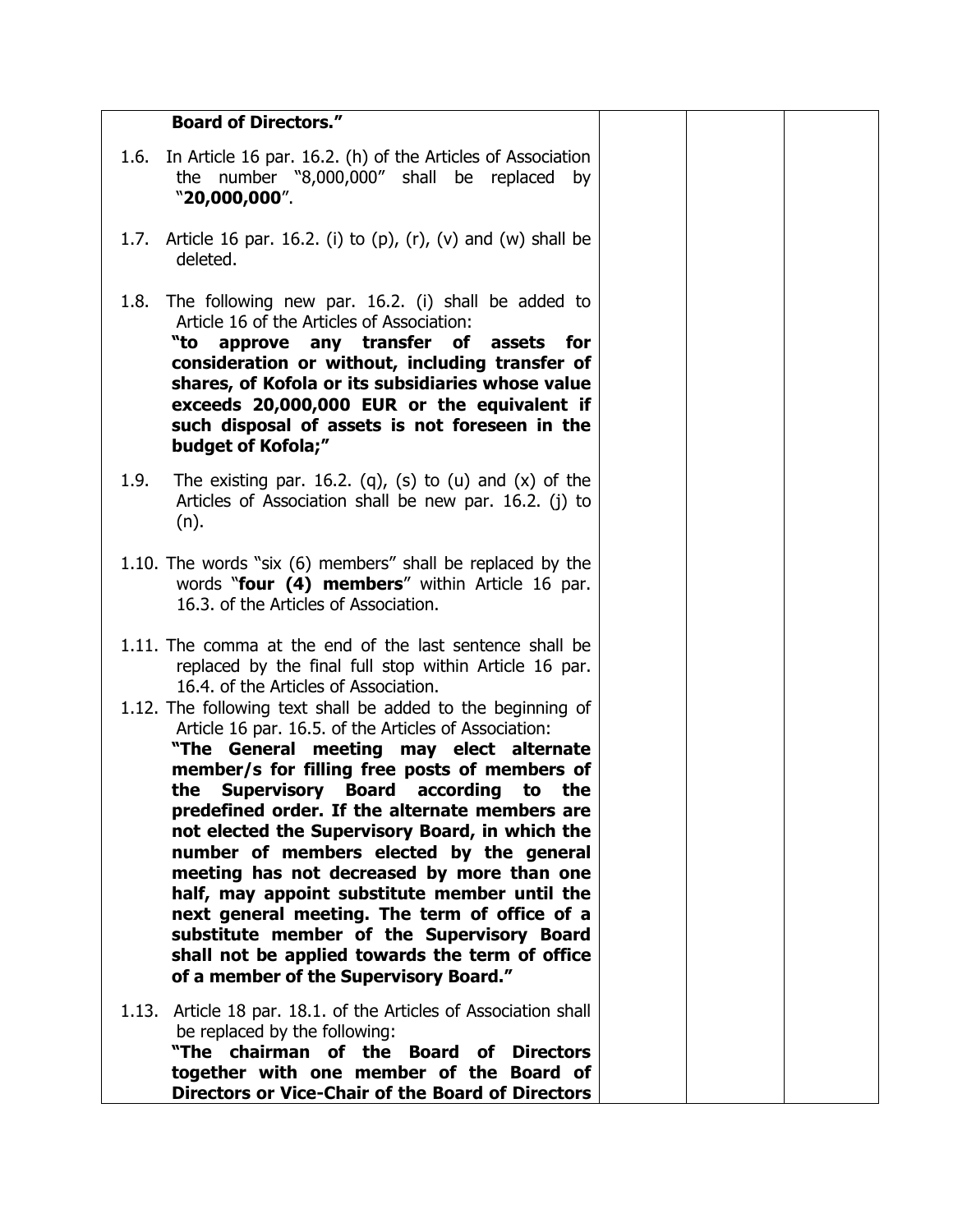| | | | |
|---|---|---|---|
| **Board of Directors."**<br><br>1.6. In Article 16 par. 16.2. (h) of the Articles of Association the number "8,000,000" shall be replaced by "**20,000,000**".<br><br>1.7. Article 16 par. 16.2. (i) to (p), (r), (v) and (w) shall be deleted.<br><br>1.8. The following new par. 16.2. (i) shall be added to Article 16 of the Articles of Association: **"to approve any transfer of assets for consideration or without, including transfer of shares, of Kofola or its subsidiaries whose value exceeds 20,000,000 EUR or the equivalent if such disposal of assets is not foreseen in the budget of Kofola;"**<br><br>1.9. The existing par. 16.2. (q), (s) to (u) and (x) of the Articles of Association shall be new par. 16.2. (j) to (n).<br><br>1.10. The words "six (6) members" shall be replaced by the words "**four (4) members**" within Article 16 par. 16.3. of the Articles of Association.<br><br>1.11. The comma at the end of the last sentence shall be replaced by the final full stop within Article 16 par. 16.4. of the Articles of Association.<br><br>1.12. The following text shall be added to the beginning of Article 16 par. 16.5. of the Articles of Association: **"The General meeting may elect alternate member/s for filling free posts of members of the Supervisory Board according to the predefined order. If the alternate members are not elected the Supervisory Board, in which the number of members elected by the general meeting has not decreased by more than one half, may appoint substitute member until the next general meeting. The term of office of a substitute member of the Supervisory Board shall not be applied towards the term of office of a member of the Supervisory Board."**<br><br>1.13. Article 18 par. 18.1. of the Articles of Association shall be replaced by the following: **"The chairman of the Board of Directors together with one member of the Board of Directors or Vice-Chair of the Board of Directors** | | | |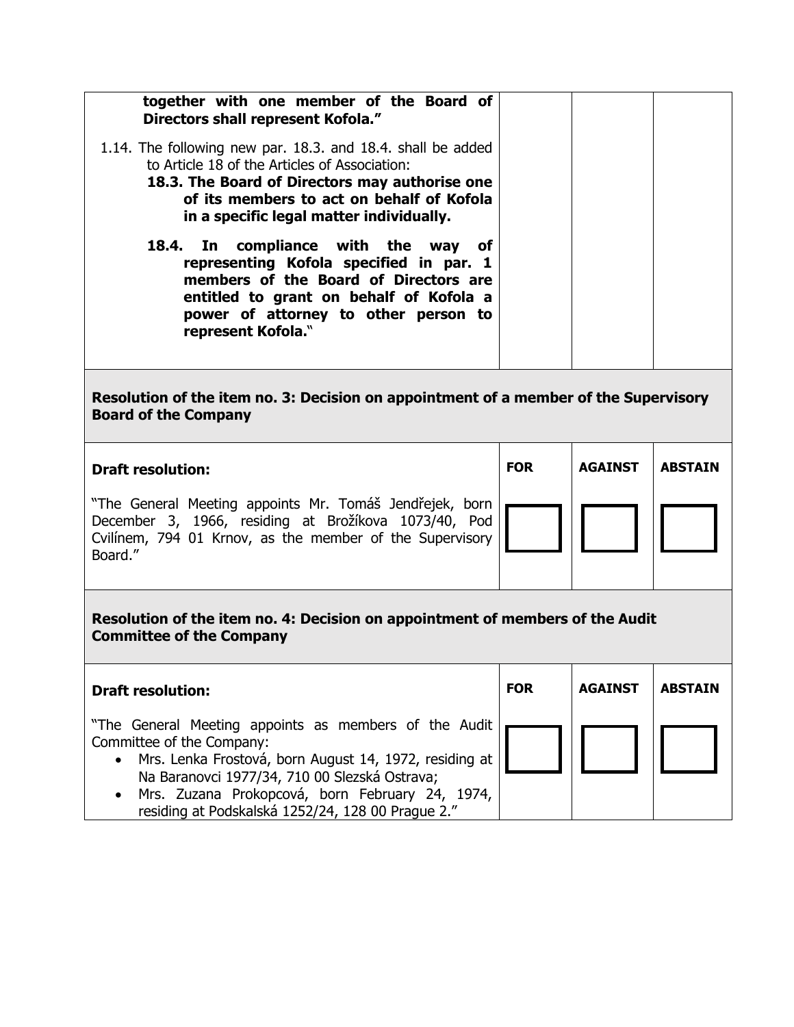| | | | |
|---|---|---|---|
| **together with one member of the Board of Directors shall represent Kofola."**<br><br>1.14. The following new par. 18.3. and 18.4. shall be added to Article 18 of the Articles of Association:<br>**18.3. The Board of Directors may authorise one of its members to act on behalf of Kofola in a specific legal matter individually.**<br><br>**18.4. In compliance with the way of representing Kofola specified in par. 1 members of the Board of Directors are entitled to grant on behalf of Kofola a power of attorney to other person to represent Kofola.**" | | | |

**Resolution of the item no. 3: Decision on appointment of a member of the Supervisory Board of the Company**

| **Draft resolution:** | **FOR** | **AGAINST** | **ABSTAIN** |
|---|---|---|---|
| "The General Meeting appoints Mr. Tomáš Jendřejek, born December 3, 1966, residing at Brožíkova 1073/40, Pod Cvilínem, 794 01 Krnov, as the member of the Supervisory Board." | ☐ | ☐ | ☐ |

**Resolution of the item no. 4: Decision on appointment of members of the Audit Committee of the Company**

| **Draft resolution:** | **FOR** | **AGAINST** | **ABSTAIN** |
|---|---|---|---|
| "The General Meeting appoints as members of the Audit Committee of the Company:<br>• Mrs. Lenka Frostová, born August 14, 1972, residing at Na Baranovci 1977/34, 710 00 Slezská Ostrava;<br>• Mrs. Zuzana Prokopcová, born February 24, 1974, residing at Podskalská 1252/24, 128 00 Prague 2." | ☐ | ☐ | ☐ |